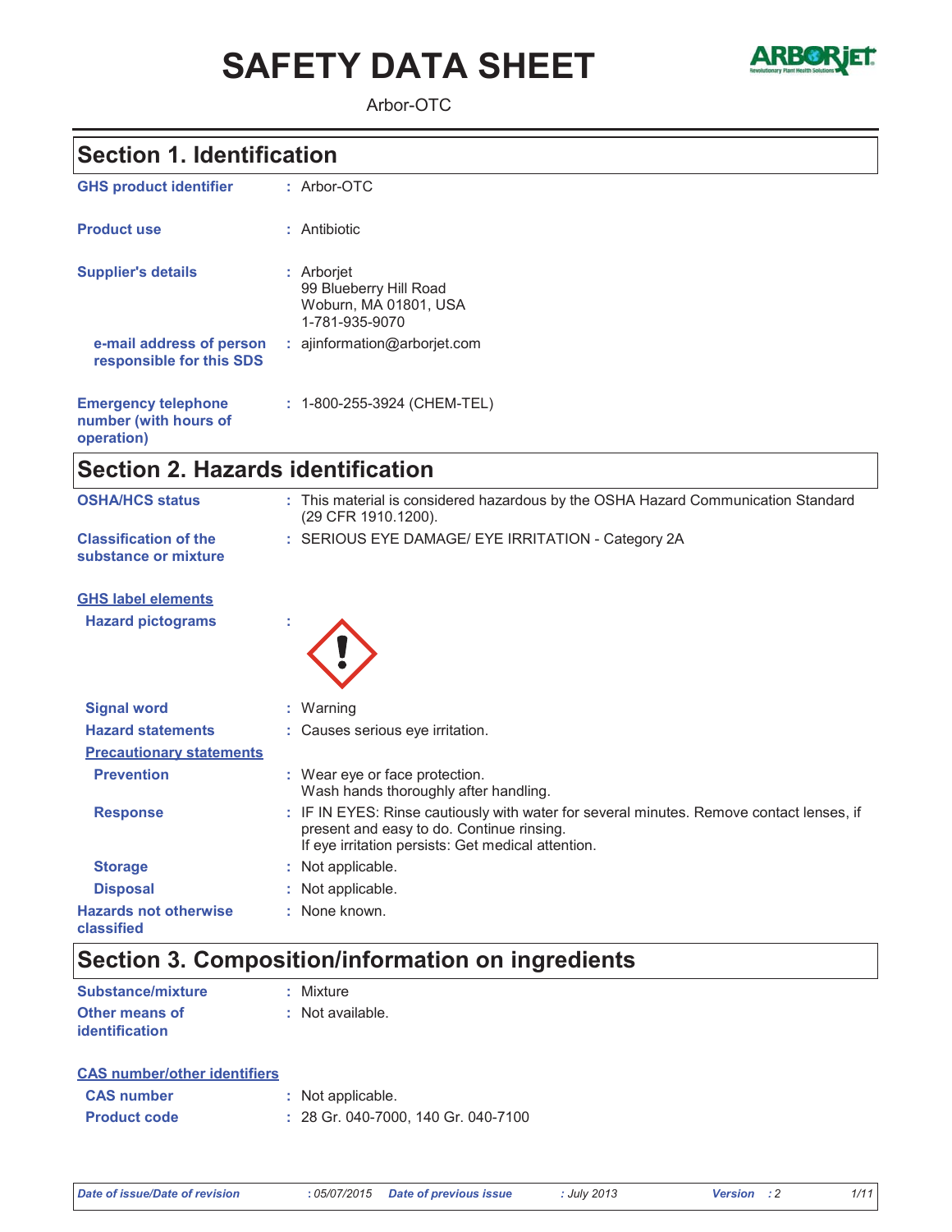# SAFETY DATA SHEET

Arbor-OTC

## Section 1. Identification

**GHS product identifier** : Arbor-OTC

**Product use** : Antibiotic

**Supplier's details** : Arborjet
99 Blueberry Hill Road
Woburn, MA 01801, USA
1-781-935-9070

**e-mail address of person responsible for this SDS** : ajinformation@arborjet.com

**Emergency telephone number (with hours of operation)** : 1-800-255-3924 (CHEM-TEL)

## Section 2. Hazards identification

**OSHA/HCS status** : This material is considered hazardous by the OSHA Hazard Communication Standard (29 CFR 1910.1200).

**Classification of the substance or mixture** : SERIOUS EYE DAMAGE/ EYE IRRITATION - Category 2A

### GHS label elements

**Hazard pictograms** :

**Signal word** : Warning

**Hazard statements** : Causes serious eye irritation.

### Precautionary statements

**Prevention** : Wear eye or face protection.
Wash hands thoroughly after handling.

**Response** : IF IN EYES: Rinse cautiously with water for several minutes. Remove contact lenses, if present and easy to do. Continue rinsing.
If eye irritation persists: Get medical attention.

**Storage** : Not applicable.

**Disposal** : Not applicable.

**Hazards not otherwise classified** : None known.

## Section 3. Composition/information on ingredients

**Substance/mixture** : Mixture

**Other means of identification** : Not available.

### CAS number/other identifiers

**CAS number** : Not applicable.

**Product code** : 28 Gr. 040-7000, 140 Gr. 040-7100

*Date of issue/Date of revision : 05/07/2015 Date of previous issue : July 2013 Version : 2*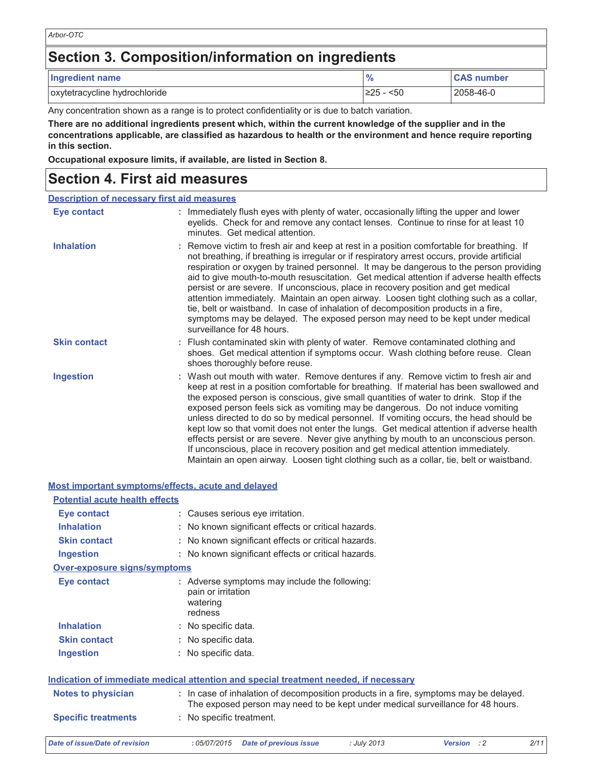## Section 3. Composition/information on ingredients

| Ingredient name | % | CAS number |
|---|---|---|
| oxytetracycline hydrochloride | ≥25 - <50 | 2058-46-0 |

Any concentration shown as a range is to protect confidentiality or is due to batch variation.

**There are no additional ingredients present which, within the current knowledge of the supplier and in the concentrations applicable, are classified as hazardous to health or the environment and hence require reporting in this section.**

**Occupational exposure limits, if available, are listed in Section 8.**

## Section 4. First aid measures

### Description of necessary first aid measures

**Eye contact** : Immediately flush eyes with plenty of water, occasionally lifting the upper and lower eyelids. Check for and remove any contact lenses. Continue to rinse for at least 10 minutes. Get medical attention.

**Inhalation** : Remove victim to fresh air and keep at rest in a position comfortable for breathing. If not breathing, if breathing is irregular or if respiratory arrest occurs, provide artificial respiration or oxygen by trained personnel. It may be dangerous to the person providing aid to give mouth-to-mouth resuscitation. Get medical attention if adverse health effects persist or are severe. If unconscious, place in recovery position and get medical attention immediately. Maintain an open airway. Loosen tight clothing such as a collar, tie, belt or waistband. In case of inhalation of decomposition products in a fire, symptoms may be delayed. The exposed person may need to be kept under medical surveillance for 48 hours.

**Skin contact** : Flush contaminated skin with plenty of water. Remove contaminated clothing and shoes. Get medical attention if symptoms occur. Wash clothing before reuse. Clean shoes thoroughly before reuse.

**Ingestion** : Wash out mouth with water. Remove dentures if any. Remove victim to fresh air and keep at rest in a position comfortable for breathing. If material has been swallowed and the exposed person is conscious, give small quantities of water to drink. Stop if the exposed person feels sick as vomiting may be dangerous. Do not induce vomiting unless directed to do so by medical personnel. If vomiting occurs, the head should be kept low so that vomit does not enter the lungs. Get medical attention if adverse health effects persist or are severe. Never give anything by mouth to an unconscious person. If unconscious, place in recovery position and get medical attention immediately. Maintain an open airway. Loosen tight clothing such as a collar, tie, belt or waistband.

### Most important symptoms/effects, acute and delayed

#### Potential acute health effects

**Eye contact** : Causes serious eye irritation.

**Inhalation** : No known significant effects or critical hazards.

**Skin contact** : No known significant effects or critical hazards.

**Ingestion** : No known significant effects or critical hazards.

#### Over-exposure signs/symptoms

**Eye contact** : Adverse symptoms may include the following:
pain or irritation
watering
redness

**Inhalation** : No specific data.

**Skin contact** : No specific data.

**Ingestion** : No specific data.

### Indication of immediate medical attention and special treatment needed, if necessary

**Notes to physician** : In case of inhalation of decomposition products in a fire, symptoms may be delayed. The exposed person may need to be kept under medical surveillance for 48 hours.

**Specific treatments** : No specific treatment.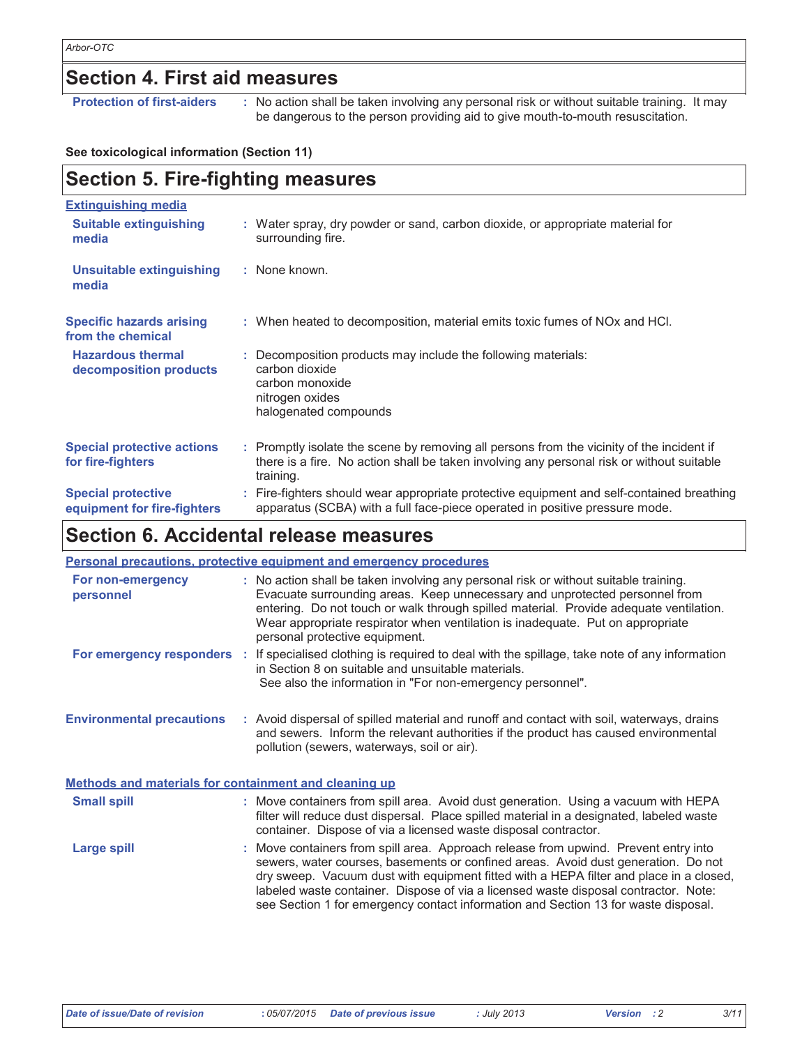## Section 4. First aid measures

**Protection of first-aiders** : No action shall be taken involving any personal risk or without suitable training. It may be dangerous to the person providing aid to give mouth-to-mouth resuscitation.

**See toxicological information (Section 11)**

## Section 5. Fire-fighting measures

**Extinguishing media**

**Suitable extinguishing media** : Water spray, dry powder or sand, carbon dioxide, or appropriate material for surrounding fire.

**Unsuitable extinguishing media** : None known.

**Specific hazards arising from the chemical** : When heated to decomposition, material emits toxic fumes of NOx and HCl.

**Hazardous thermal decomposition products** : Decomposition products may include the following materials:
carbon dioxide
carbon monoxide
nitrogen oxides
halogenated compounds

**Special protective actions for fire-fighters** : Promptly isolate the scene by removing all persons from the vicinity of the incident if there is a fire. No action shall be taken involving any personal risk or without suitable training.

**Special protective equipment for fire-fighters** : Fire-fighters should wear appropriate protective equipment and self-contained breathing apparatus (SCBA) with a full face-piece operated in positive pressure mode.

## Section 6. Accidental release measures

**Personal precautions, protective equipment and emergency procedures**

**For non-emergency personnel** : No action shall be taken involving any personal risk or without suitable training. Evacuate surrounding areas. Keep unnecessary and unprotected personnel from entering. Do not touch or walk through spilled material. Provide adequate ventilation. Wear appropriate respirator when ventilation is inadequate. Put on appropriate personal protective equipment.

**For emergency responders** : If specialised clothing is required to deal with the spillage, take note of any information in Section 8 on suitable and unsuitable materials.
See also the information in "For non-emergency personnel".

**Environmental precautions** : Avoid dispersal of spilled material and runoff and contact with soil, waterways, drains and sewers. Inform the relevant authorities if the product has caused environmental pollution (sewers, waterways, soil or air).

**Methods and materials for containment and cleaning up**

**Small spill** : Move containers from spill area. Avoid dust generation. Using a vacuum with HEPA filter will reduce dust dispersal. Place spilled material in a designated, labeled waste container. Dispose of via a licensed waste disposal contractor.

**Large spill** : Move containers from spill area. Approach release from upwind. Prevent entry into sewers, water courses, basements or confined areas. Avoid dust generation. Do not dry sweep. Vacuum dust with equipment fitted with a HEPA filter and place in a closed, labeled waste container. Dispose of via a licensed waste disposal contractor. Note: see Section 1 for emergency contact information and Section 13 for waste disposal.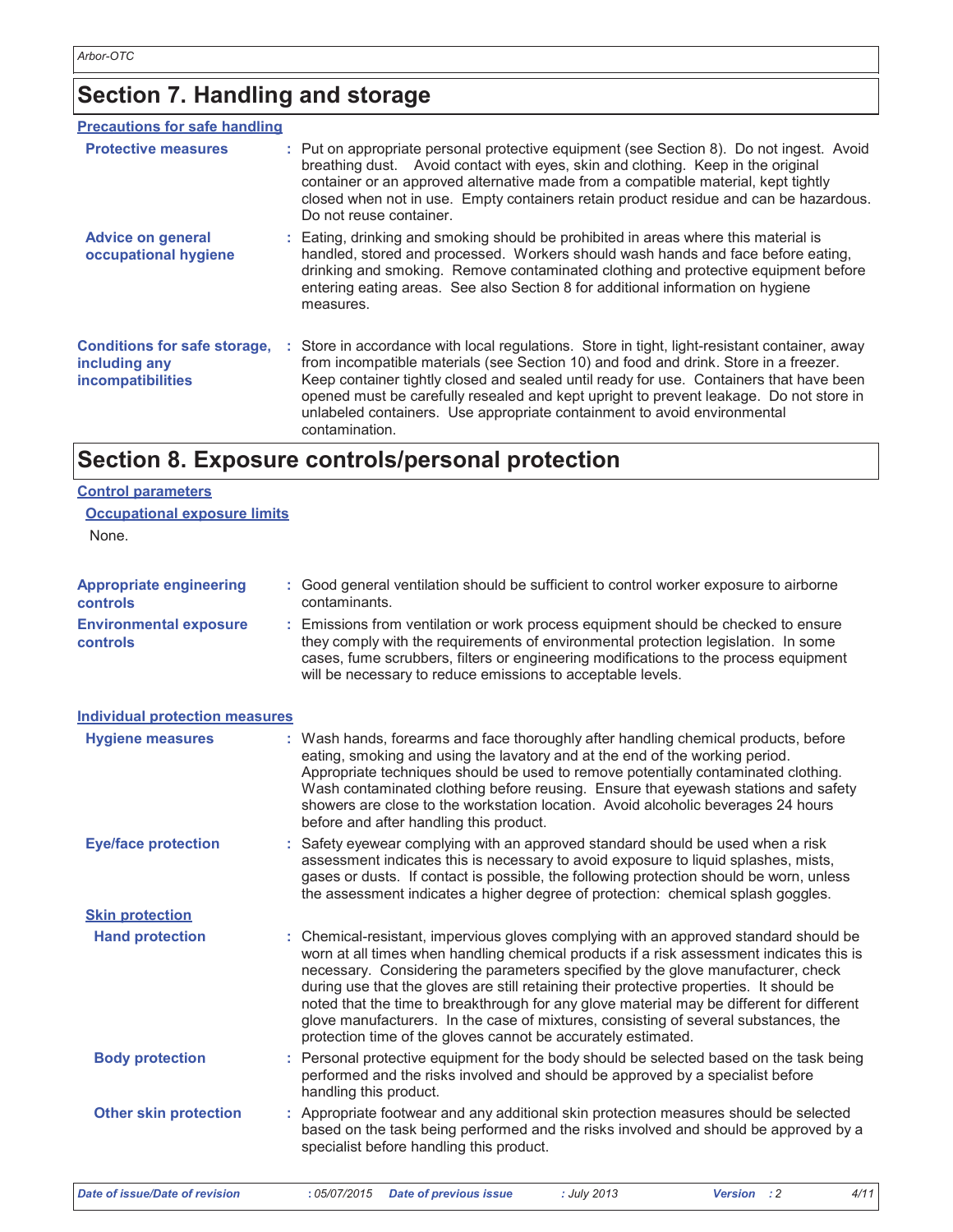## Section 7. Handling and storage

### Precautions for safe handling

**Protective measures** : Put on appropriate personal protective equipment (see Section 8). Do not ingest. Avoid breathing dust. Avoid contact with eyes, skin and clothing. Keep in the original container or an approved alternative made from a compatible material, kept tightly closed when not in use. Empty containers retain product residue and can be hazardous. Do not reuse container.

**Advice on general occupational hygiene** : Eating, drinking and smoking should be prohibited in areas where this material is handled, stored and processed. Workers should wash hands and face before eating, drinking and smoking. Remove contaminated clothing and protective equipment before entering eating areas. See also Section 8 for additional information on hygiene measures.

**Conditions for safe storage, including any incompatibilities** : Store in accordance with local regulations. Store in tight, light-resistant container, away from incompatible materials (see Section 10) and food and drink. Store in a freezer. Keep container tightly closed and sealed until ready for use. Containers that have been opened must be carefully resealed and kept upright to prevent leakage. Do not store in unlabeled containers. Use appropriate containment to avoid environmental contamination.

## Section 8. Exposure controls/personal protection

### Control parameters

#### Occupational exposure limits

None.

**Appropriate engineering controls** : Good general ventilation should be sufficient to control worker exposure to airborne contaminants.

**Environmental exposure controls** : Emissions from ventilation or work process equipment should be checked to ensure they comply with the requirements of environmental protection legislation. In some cases, fume scrubbers, filters or engineering modifications to the process equipment will be necessary to reduce emissions to acceptable levels.

### Individual protection measures

**Hygiene measures** : Wash hands, forearms and face thoroughly after handling chemical products, before eating, smoking and using the lavatory and at the end of the working period. Appropriate techniques should be used to remove potentially contaminated clothing. Wash contaminated clothing before reusing. Ensure that eyewash stations and safety showers are close to the workstation location. Avoid alcoholic beverages 24 hours before and after handling this product.

**Eye/face protection** : Safety eyewear complying with an approved standard should be used when a risk assessment indicates this is necessary to avoid exposure to liquid splashes, mists, gases or dusts. If contact is possible, the following protection should be worn, unless the assessment indicates a higher degree of protection: chemical splash goggles.

#### Skin protection

**Hand protection** : Chemical-resistant, impervious gloves complying with an approved standard should be worn at all times when handling chemical products if a risk assessment indicates this is necessary. Considering the parameters specified by the glove manufacturer, check during use that the gloves are still retaining their protective properties. It should be noted that the time to breakthrough for any glove material may be different for different glove manufacturers. In the case of mixtures, consisting of several substances, the protection time of the gloves cannot be accurately estimated.

**Body protection** : Personal protective equipment for the body should be selected based on the task being performed and the risks involved and should be approved by a specialist before handling this product.

**Other skin protection** : Appropriate footwear and any additional skin protection measures should be selected based on the task being performed and the risks involved and should be approved by a specialist before handling this product.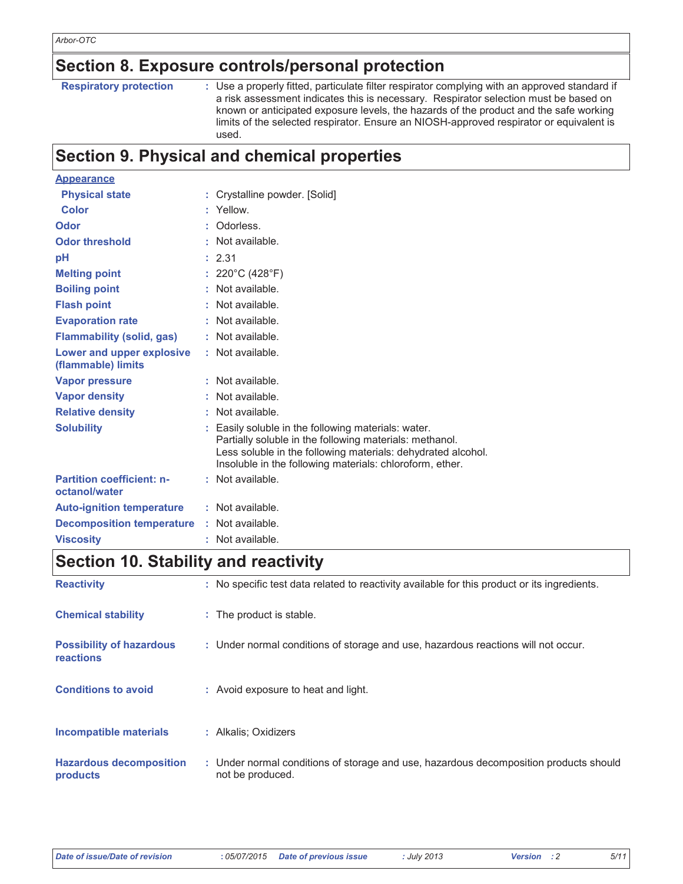## Section 8. Exposure controls/personal protection

| | |
|---|---|
| **Respiratory protection** | Use a properly fitted, particulate filter respirator complying with an approved standard if a risk assessment indicates this is necessary. Respirator selection must be based on known or anticipated exposure levels, the hazards of the product and the safe working limits of the selected respirator. Ensure an NIOSH-approved respirator or equivalent is used. |

## Section 9. Physical and chemical properties

| | |
|---|---|
| **Appearance** | |
| **Physical state** | Crystalline powder. [Solid] |
| **Color** | Yellow. |
| **Odor** | Odorless. |
| **Odor threshold** | Not available. |
| **pH** | 2.31 |
| **Melting point** | 220°C (428°F) |
| **Boiling point** | Not available. |
| **Flash point** | Not available. |
| **Evaporation rate** | Not available. |
| **Flammability (solid, gas)** | Not available. |
| **Lower and upper explosive (flammable) limits** | Not available. |
| **Vapor pressure** | Not available. |
| **Vapor density** | Not available. |
| **Relative density** | Not available. |
| **Solubility** | Easily soluble in the following materials: water.<br>Partially soluble in the following materials: methanol.<br>Less soluble in the following materials: dehydrated alcohol.<br>Insoluble in the following materials: chloroform, ether. |
| **Partition coefficient: n-octanol/water** | Not available. |
| **Auto-ignition temperature** | Not available. |
| **Decomposition temperature** | Not available. |
| **Viscosity** | Not available. |

## Section 10. Stability and reactivity

| | |
|---|---|
| **Reactivity** | No specific test data related to reactivity available for this product or its ingredients. |
| **Chemical stability** | The product is stable. |
| **Possibility of hazardous reactions** | Under normal conditions of storage and use, hazardous reactions will not occur. |
| **Conditions to avoid** | Avoid exposure to heat and light. |
| **Incompatible materials** | Alkalis; Oxidizers |
| **Hazardous decomposition products** | Under normal conditions of storage and use, hazardous decomposition products should not be produced. |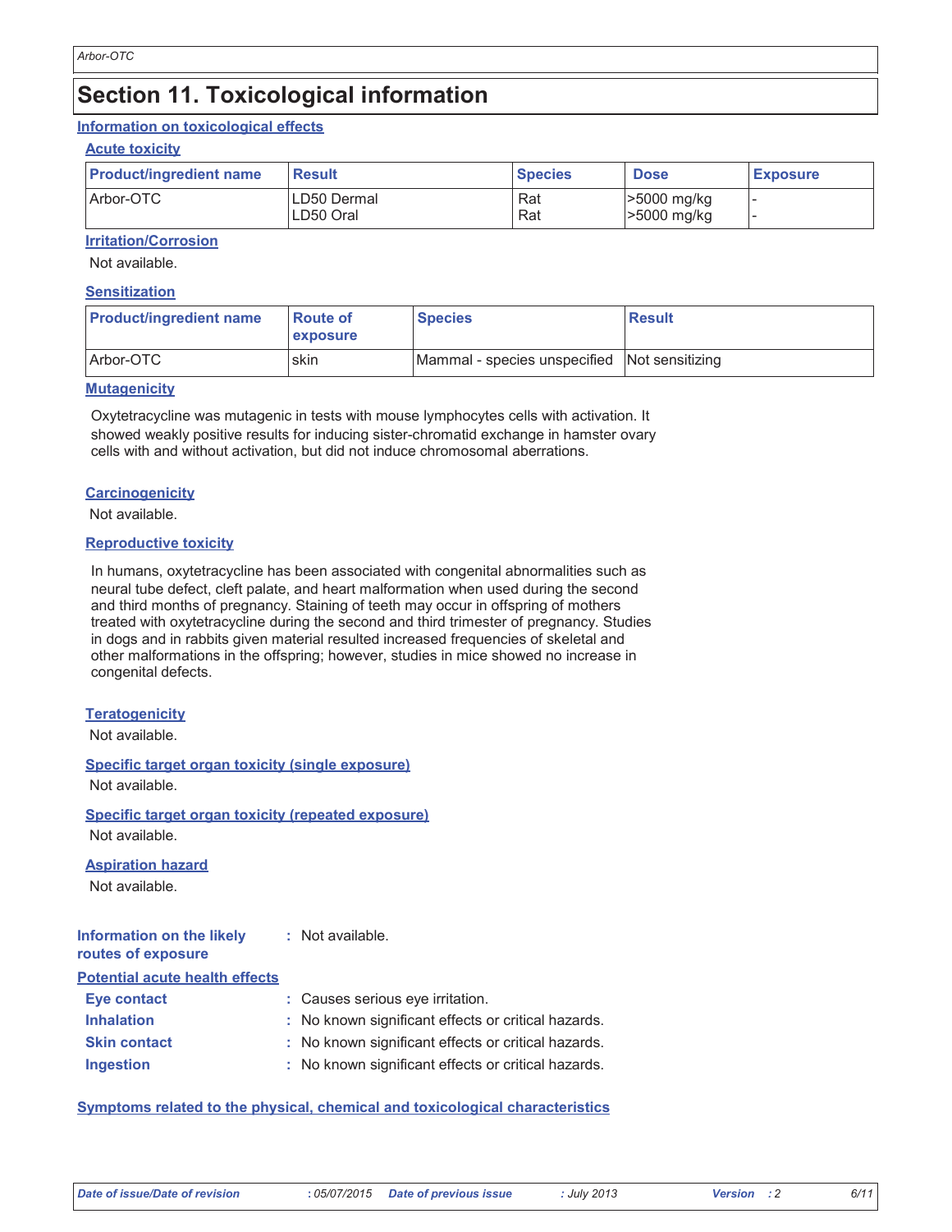# Section 11. Toxicological information

## Information on toxicological effects

### Acute toxicity

| Product/ingredient name | Result | Species | Dose | Exposure |
|---|---|---|---|---|
| Arbor-OTC | LD50 Dermal<br>LD50 Oral | Rat<br>Rat | >5000 mg/kg<br>>5000 mg/kg | -<br>- |

### Irritation/Corrosion

Not available.

### Sensitization

| Product/ingredient name | Route of exposure | Species | Result |
|---|---|---|---|
| Arbor-OTC | skin | Mammal - species unspecified | Not sensitizing |

### Mutagenicity

Oxytetracycline was mutagenic in tests with mouse lymphocytes cells with activation. It showed weakly positive results for inducing sister-chromatid exchange in hamster ovary cells with and without activation, but did not induce chromosomal aberrations.

### Carcinogenicity

Not available.

### Reproductive toxicity

In humans, oxytetracycline has been associated with congenital abnormalities such as neural tube defect, cleft palate, and heart malformation when used during the second and third months of pregnancy. Staining of teeth may occur in offspring of mothers treated with oxytetracycline during the second and third trimester of pregnancy. Studies in dogs and in rabbits given material resulted increased frequencies of skeletal and other malformations in the offspring; however, studies in mice showed no increase in congenital defects.

### Teratogenicity

Not available.

### Specific target organ toxicity (single exposure)

Not available.

### Specific target organ toxicity (repeated exposure)

Not available.

### Aspiration hazard

Not available.

**Information on the likely routes of exposure** : Not available.

## Potential acute health effects

**Eye contact** : Causes serious eye irritation.

**Inhalation** : No known significant effects or critical hazards.

**Skin contact** : No known significant effects or critical hazards.

**Ingestion** : No known significant effects or critical hazards.

## Symptoms related to the physical, chemical and toxicological characteristics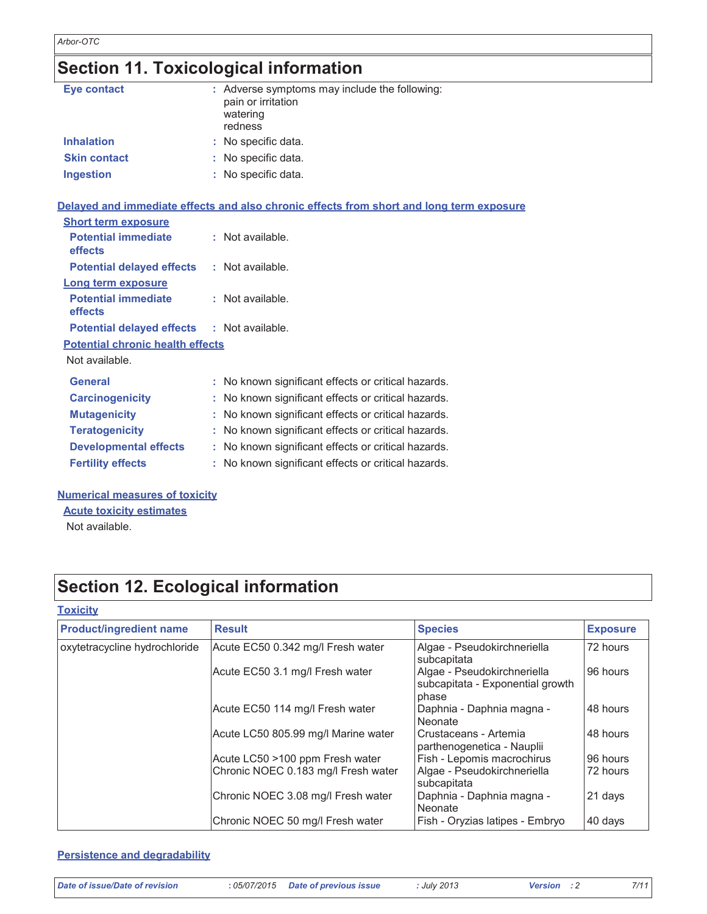## Section 11. Toxicological information

**Eye contact** : Adverse symptoms may include the following:
pain or irritation
watering
redness

**Inhalation** : No specific data.

**Skin contact** : No specific data.

**Ingestion** : No specific data.

### Delayed and immediate effects and also chronic effects from short and long term exposure

**Short term exposure**

**Potential immediate effects** : Not available.

**Potential delayed effects** : Not available.

**Long term exposure**

**Potential immediate effects** : Not available.

**Potential delayed effects** : Not available.

**Potential chronic health effects**

Not available.

**General** : No known significant effects or critical hazards.

**Carcinogenicity** : No known significant effects or critical hazards.

**Mutagenicity** : No known significant effects or critical hazards.

**Teratogenicity** : No known significant effects or critical hazards.

**Developmental effects** : No known significant effects or critical hazards.

**Fertility effects** : No known significant effects or critical hazards.

### Numerical measures of toxicity

**Acute toxicity estimates**

Not available.

## Section 12. Ecological information

### Toxicity

| Product/ingredient name | Result | Species | Exposure |
|---|---|---|---|
| oxytetracycline hydrochloride | Acute EC50 0.342 mg/l Fresh water | Algae - Pseudokirchneriella subcapitata | 72 hours |
| | Acute EC50 3.1 mg/l Fresh water | Algae - Pseudokirchneriella subcapitata - Exponential growth phase | 96 hours |
| | Acute EC50 114 mg/l Fresh water | Daphnia - Daphnia magna - Neonate | 48 hours |
| | Acute LC50 805.99 mg/l Marine water | Crustaceans - Artemia parthenogenetica - Nauplii | 48 hours |
| | Acute LC50 >100 ppm Fresh water | Fish - Lepomis macrochirus | 96 hours |
| | Chronic NOEC 0.183 mg/l Fresh water | Algae - Pseudokirchneriella subcapitata | 72 hours |
| | Chronic NOEC 3.08 mg/l Fresh water | Daphnia - Daphnia magna - Neonate | 21 days |
| | Chronic NOEC 50 mg/l Fresh water | Fish - Oryzias latipes - Embryo | 40 days |

### Persistence and degradability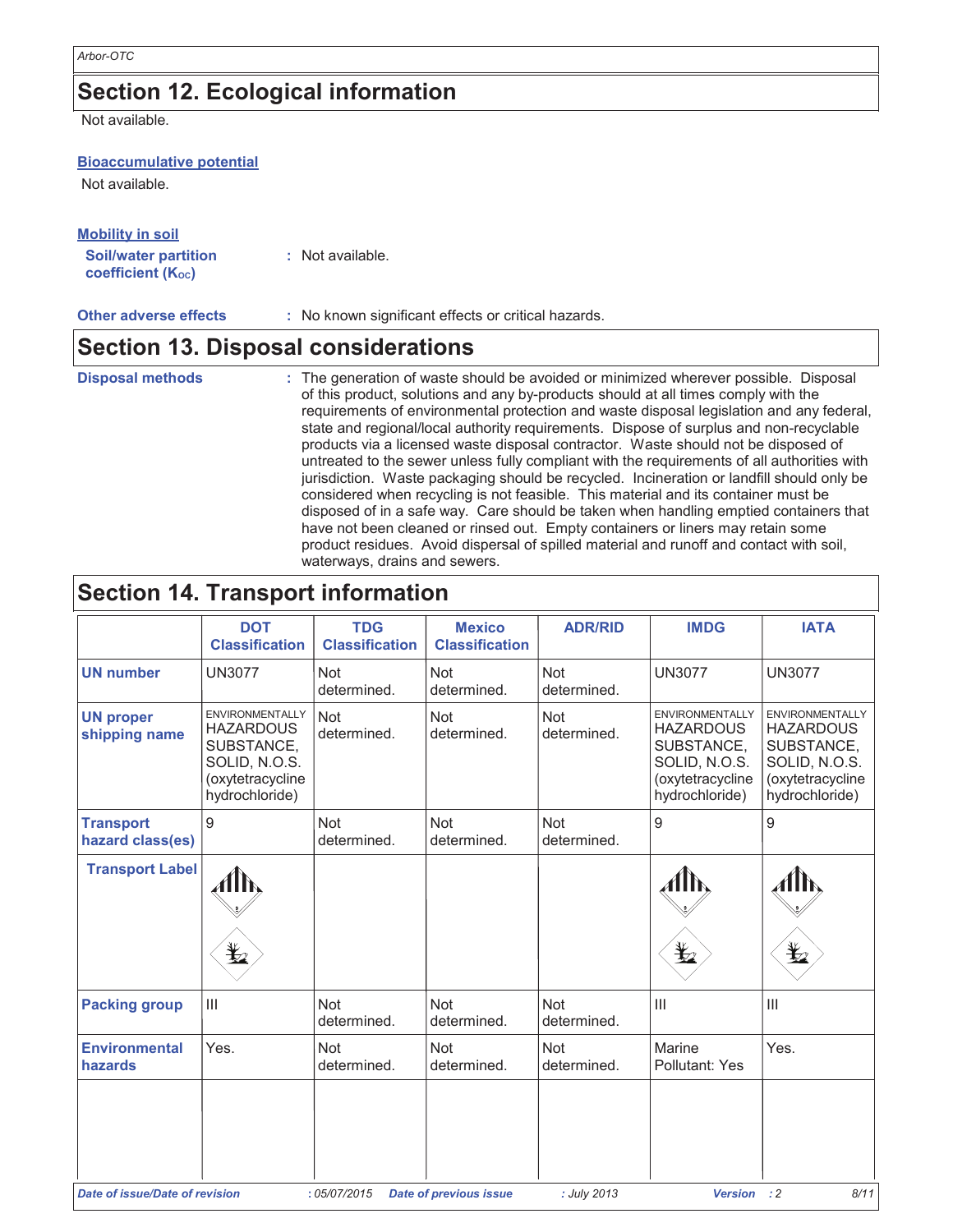## Section 12. Ecological information

Not available.

**Bioaccumulative potential**

Not available.

**Mobility in soil**

**Soil/water partition coefficient ($K_{OC}$)** : Not available.

**Other adverse effects** : No known significant effects or critical hazards.

## Section 13. Disposal considerations

**Disposal methods** : The generation of waste should be avoided or minimized wherever possible. Disposal of this product, solutions and any by-products should at all times comply with the requirements of environmental protection and waste disposal legislation and any federal, state and regional/local authority requirements. Dispose of surplus and non-recyclable products via a licensed waste disposal contractor. Waste should not be disposed of untreated to the sewer unless fully compliant with the requirements of all authorities with jurisdiction. Waste packaging should be recycled. Incineration or landfill should only be considered when recycling is not feasible. This material and its container must be disposed of in a safe way. Care should be taken when handling emptied containers that have not been cleaned or rinsed out. Empty containers or liners may retain some product residues. Avoid dispersal of spilled material and runoff and contact with soil, waterways, drains and sewers.

## Section 14. Transport information

| | DOT Classification | TDG Classification | Mexico Classification | ADR/RID | IMDG | IATA |
|---|---|---|---|---|---|---|
| UN number | UN3077 | Not determined. | Not determined. | Not determined. | UN3077 | UN3077 |
| UN proper shipping name | ENVIRONMENTALLY HAZARDOUS SUBSTANCE, SOLID, N.O.S. (oxytetracycline hydrochloride) | Not determined. | Not determined. | Not determined. | ENVIRONMENTALLY HAZARDOUS SUBSTANCE, SOLID, N.O.S. (oxytetracycline hydrochloride) | ENVIRONMENTALLY HAZARDOUS SUBSTANCE, SOLID, N.O.S. (oxytetracycline hydrochloride) |
| Transport hazard class(es) | 9 | Not determined. | Not determined. | Not determined. | 9 | 9 |
| Transport Label | | | | | | |
| Packing group | III | Not determined. | Not determined. | Not determined. | III | III |
| Environmental hazards | Yes. | Not determined. | Not determined. | Not determined. | Marine Pollutant: Yes | Yes. |
| | | | | | | |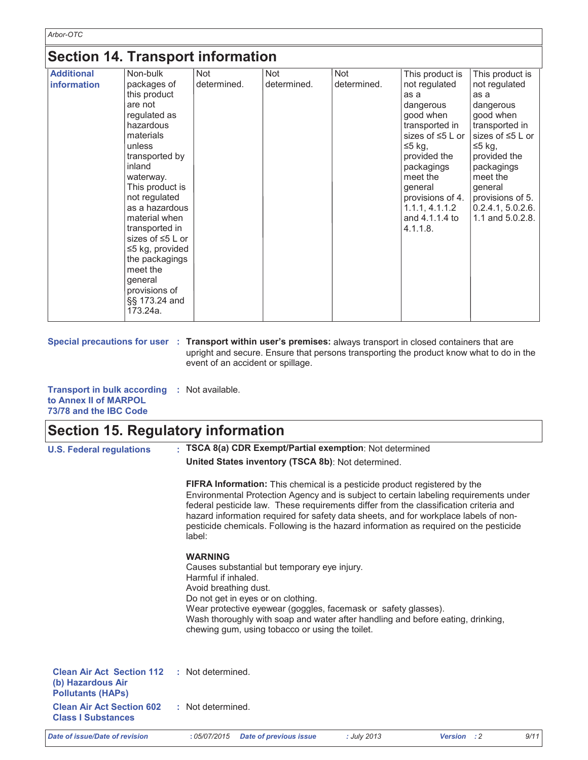## Section 14. Transport information

| Additional information | Non-bulk packages of this product are not regulated as hazardous materials unless transported by inland waterway. This product is not regulated as a hazardous material when transported in sizes of ≤5 L or ≤5 kg, provided the packagings meet the general provisions of §§ 173.24 and 173.24a. | Not determined. | Not determined. | Not determined. | This product is not regulated as a dangerous good when transported in sizes of ≤5 L or ≤5 kg, provided the packagings meet the general provisions of 4.1.1.1, 4.1.1.2 and 4.1.1.4 to 4.1.1.8. | This product is not regulated as a dangerous good when transported in sizes of ≤5 L or ≤5 kg, provided the packagings meet the general provisions of 5.0.2.4.1, 5.0.2.6.1.1 and 5.0.2.8. |
|---|---|---|---|---|---|---|

**Special precautions for user** : **Transport within user's premises:** always transport in closed containers that are upright and secure. Ensure that persons transporting the product know what to do in the event of an accident or spillage.

**Transport in bulk according to Annex II of MARPOL 73/78 and the IBC Code** : Not available.

## Section 15. Regulatory information

**U.S. Federal regulations** : **TSCA 8(a) CDR Exempt/Partial exemption**: Not determined

**United States inventory (TSCA 8b)**: Not determined.

**FIFRA Information:** This chemical is a pesticide product registered by the Environmental Protection Agency and is subject to certain labeling requirements under federal pesticide law. These requirements differ from the classification criteria and hazard information required for safety data sheets, and for workplace labels of non-pesticide chemicals. Following is the hazard information as required on the pesticide label:

**WARNING**
Causes substantial but temporary eye injury.
Harmful if inhaled.
Avoid breathing dust.
Do not get in eyes or on clothing.
Wear protective eyewear (goggles, facemask or safety glasses).
Wash thoroughly with soap and water after handling and before eating, drinking, chewing gum, using tobacco or using the toilet.

**Clean Air Act Section 112 (b) Hazardous Air Pollutants (HAPs)** : Not determined.

**Clean Air Act Section 602 Class I Substances** : Not determined.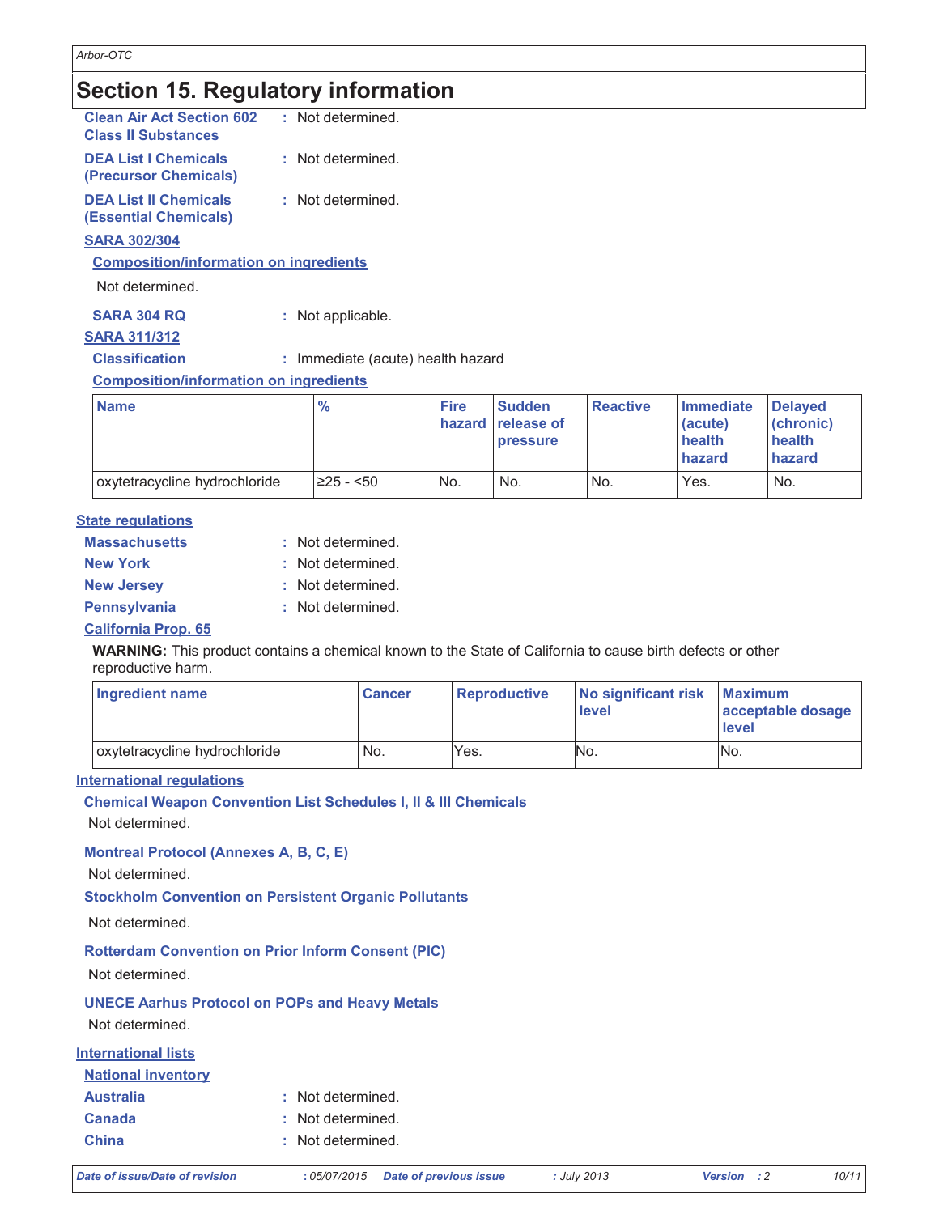## Section 15. Regulatory information

**Clean Air Act Section 602 Class II Substances** : Not determined.

**DEA List I Chemicals (Precursor Chemicals)** : Not determined.

**DEA List II Chemicals (Essential Chemicals)** : Not determined.

**SARA 302/304**

**Composition/information on ingredients**

Not determined.

**SARA 304 RQ** : Not applicable.

**SARA 311/312**

**Classification** : Immediate (acute) health hazard

**Composition/information on ingredients**

| Name | % | Fire hazard | Sudden release of pressure | Reactive | Immediate (acute) health hazard | Delayed (chronic) health hazard |
|---|---|---|---|---|---|---|
| oxytetracycline hydrochloride | ≥25 - <50 | No. | No. | No. | Yes. | No. |

**State regulations**

**Massachusetts** : Not determined.

**New York** : Not determined.

**New Jersey** : Not determined.

**Pennsylvania** : Not determined.

**California Prop. 65**

**WARNING:** This product contains a chemical known to the State of California to cause birth defects or other reproductive harm.

| Ingredient name | Cancer | Reproductive | No significant risk level | Maximum acceptable dosage level |
|---|---|---|---|---|
| oxytetracycline hydrochloride | No. | Yes. | No. | No. |

**International regulations**

**Chemical Weapon Convention List Schedules I, II & III Chemicals**

Not determined.

**Montreal Protocol (Annexes A, B, C, E)**

Not determined.

**Stockholm Convention on Persistent Organic Pollutants**

Not determined.

**Rotterdam Convention on Prior Inform Consent (PIC)**

Not determined.

**UNECE Aarhus Protocol on POPs and Heavy Metals**

Not determined.

**International lists**

**National inventory**

**Australia** : Not determined.

**Canada** : Not determined.

**China** : Not determined.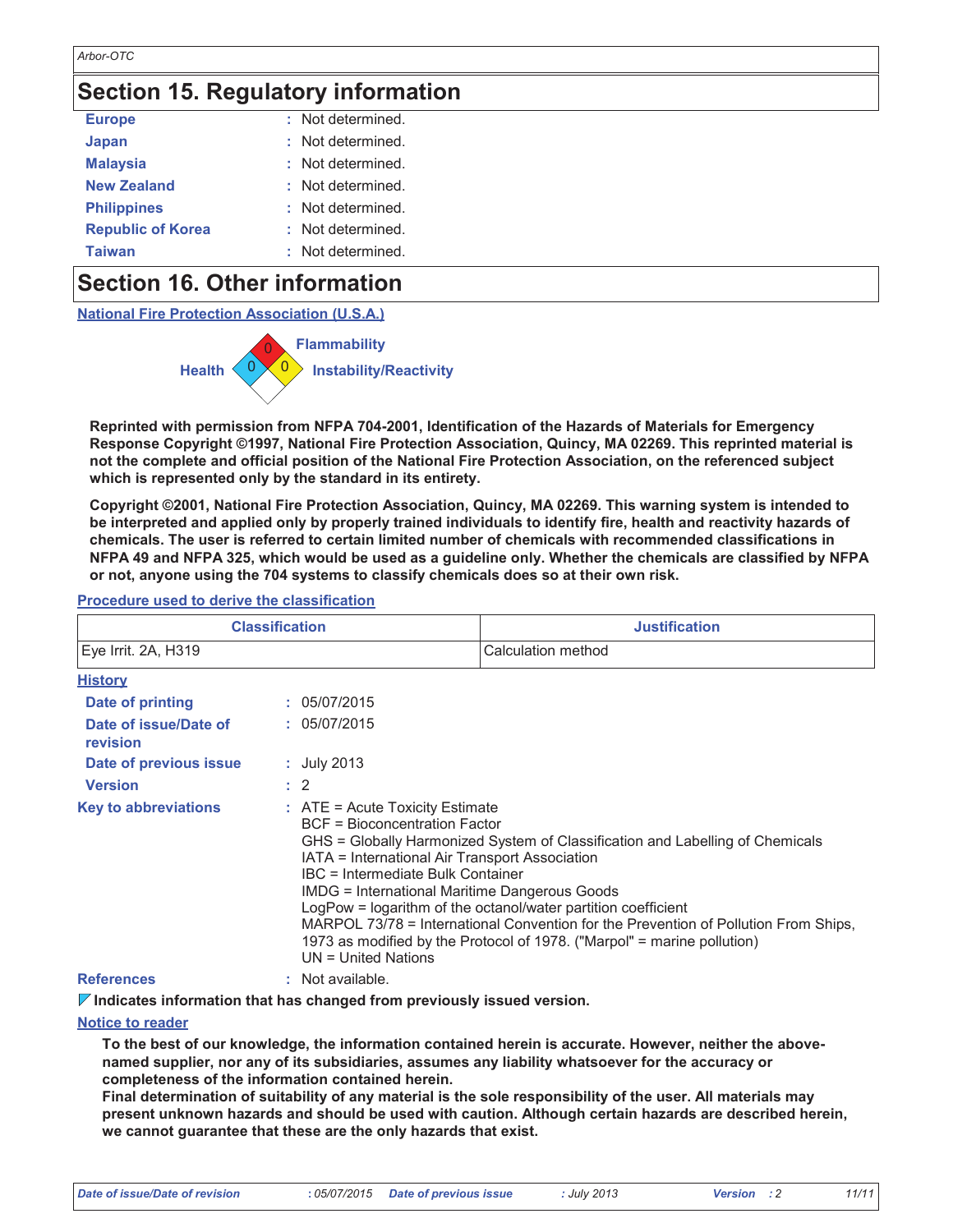## Section 15. Regulatory information

**Europe** : Not determined.
**Japan** : Not determined.
**Malaysia** : Not determined.
**New Zealand** : Not determined.
**Philippines** : Not determined.
**Republic of Korea** : Not determined.
**Taiwan** : Not determined.

## Section 16. Other information

**National Fire Protection Association (U.S.A.)**

Flammability 0
Health 0
Instability/Reactivity 0

**Reprinted with permission from NFPA 704-2001, Identification of the Hazards of Materials for Emergency Response Copyright ©1997, National Fire Protection Association, Quincy, MA 02269. This reprinted material is not the complete and official position of the National Fire Protection Association, on the referenced subject which is represented only by the standard in its entirety.**

**Copyright ©2001, National Fire Protection Association, Quincy, MA 02269. This warning system is intended to be interpreted and applied only by properly trained individuals to identify fire, health and reactivity hazards of chemicals. The user is referred to certain limited number of chemicals with recommended classifications in NFPA 49 and NFPA 325, which would be used as a guideline only. Whether the chemicals are classified by NFPA or not, anyone using the 704 systems to classify chemicals does so at their own risk.**

**Procedure used to derive the classification**

| Classification | Justification |
|---|---|
| Eye Irrit. 2A, H319 | Calculation method |

**History**

**Date of printing** : 05/07/2015
**Date of issue/Date of revision** : 05/07/2015
**Date of previous issue** : July 2013
**Version** : 2
**Key to abbreviations** : ATE = Acute Toxicity Estimate
BCF = Bioconcentration Factor
GHS = Globally Harmonized System of Classification and Labelling of Chemicals
IATA = International Air Transport Association
IBC = Intermediate Bulk Container
IMDG = International Maritime Dangerous Goods
LogPow = logarithm of the octanol/water partition coefficient
MARPOL 73/78 = International Convention for the Prevention of Pollution From Ships, 1973 as modified by the Protocol of 1978. ("Marpol" = marine pollution)
UN = United Nations
**References** : Not available.

**Indicates information that has changed from previously issued version.**

**Notice to reader**

**To the best of our knowledge, the information contained herein is accurate. However, neither the above-named supplier, nor any of its subsidiaries, assumes any liability whatsoever for the accuracy or completeness of the information contained herein.**
**Final determination of suitability of any material is the sole responsibility of the user. All materials may present unknown hazards and should be used with caution. Although certain hazards are described herein, we cannot guarantee that these are the only hazards that exist.**